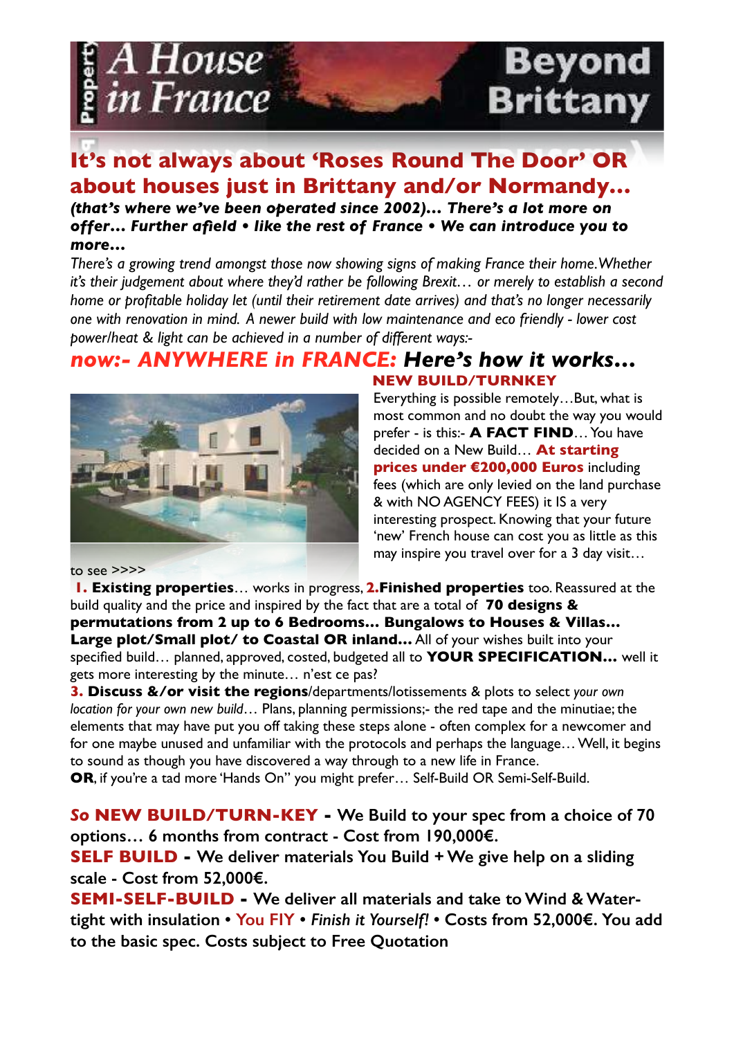# A House in France — Beyond Brittany

## It's not always about 'Roses Round The Door' OR about houses just in Brittany and/or Normandy…

***(that's where we've been operated since 2002)… There's a lot more on offer… Further afield • like the rest of France • We can introduce you to more…***

*There's a growing trend amongst those now showing signs of making France their home. Whether it's their judgement about where they'd rather be following Brexit… or merely to establish a second home or profitable holiday let (until their retirement date arrives) and that's no longer necessarily one with renovation in mind. A newer build with low maintenance and eco friendly - lower cost power/heat & light can be achieved in a number of different ways:-*

## *now:- ANYWHERE in FRANCE: Here's how it works…*

**NEW BUILD/TURNKEY**

Everything is possible remotely…But, what is most common and no doubt the way you would prefer - is this:- **A FACT FIND**… You have decided on a New Build… **At starting prices under €200,000 Euros** including fees (which are only levied on the land purchase & with NO AGENCY FEES) it IS a very interesting prospect. Knowing that your future 'new' French house can cost you as little as this may inspire you travel over for a 3 day visit…

to see >>>>

**1. Existing properties**… works in progress, **2. Finished properties** too. Reassured at the build quality and the price and inspired by the fact that are a total of **70 designs & permutations from 2 up to 6 Bedrooms… Bungalows to Houses & Villas… Large plot/Small plot/ to Coastal OR inland…** All of your wishes built into your specified build… planned, approved, costed, budgeted all to **YOUR SPECIFICATION…** well it gets more interesting by the minute… n'est ce pas?

**3. Discuss &/or visit the regions**/departments/lotissements & plots to select *your own location for your own new build*… Plans, planning permissions;- the red tape and the minutiae; the elements that may have put you off taking these steps alone - often complex for a newcomer and for one maybe unused and unfamiliar with the protocols and perhaps the language… Well, it begins to sound as though you have discovered a way through to a new life in France.

**OR**, if you're a tad more 'Hands On'' you might prefer… Self-Build OR Semi-Self-Build.

***So* NEW BUILD/TURN-KEY - We Build to your spec from a choice of 70 options… 6 months from contract - Cost from 190,000€.**

**SELF BUILD - We deliver materials You Build + We give help on a sliding scale - Cost from 52,000€.**

**SEMI-SELF-BUILD - We deliver all materials and take to Wind & Water-tight with insulation • You FIY • *Finish it Yourself!* • Costs from 52,000€. You add to the basic spec. Costs subject to Free Quotation**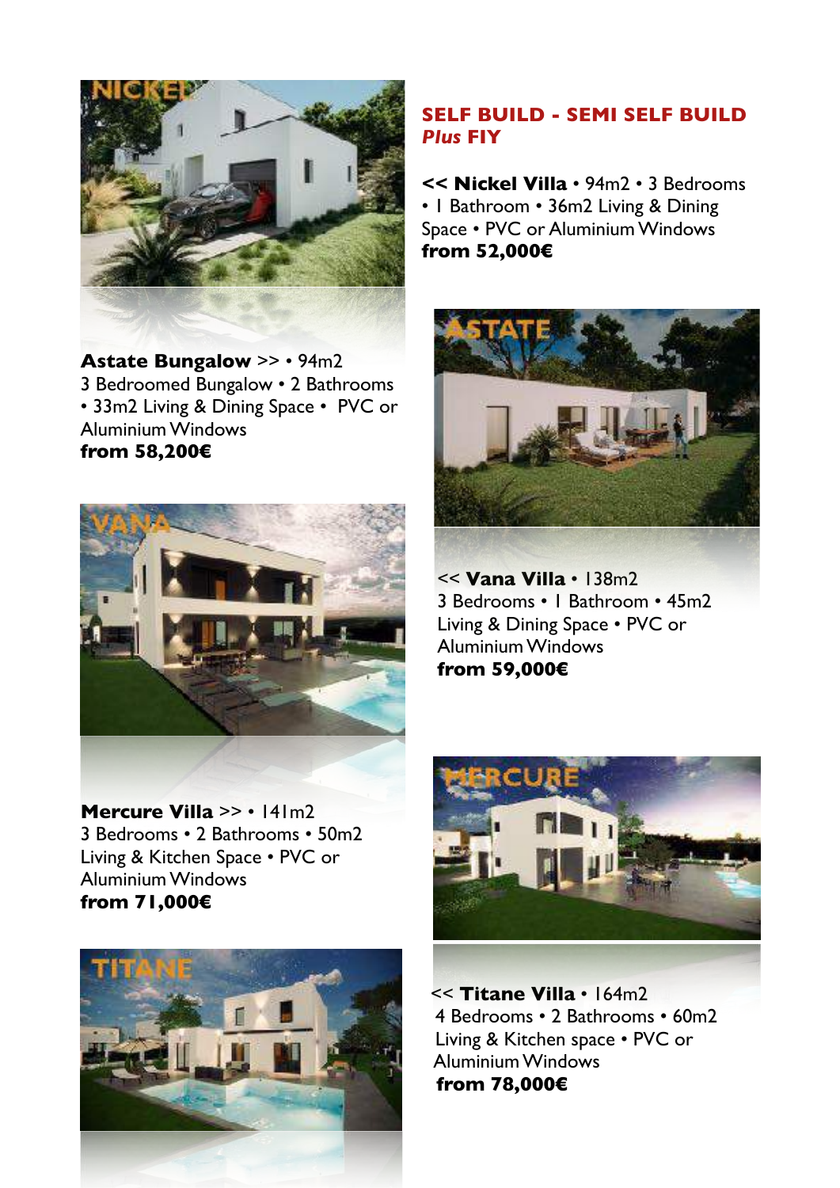## SELF BUILD - SEMI SELF BUILD
### *Plus* FIY

<< **Nickel Villa** • 94m2 • 3 Bedrooms • 1 Bathroom • 36m2 Living & Dining Space • PVC or Aluminium Windows
**from 52,000€**

**Astate Bungalow** >> • 94m2
3 Bedroomed Bungalow • 2 Bathrooms • 33m2 Living & Dining Space • PVC or Aluminium Windows
**from 58,200€**

<< **Vana Villa** • 138m2
3 Bedrooms • 1 Bathroom • 45m2 Living & Dining Space • PVC or Aluminium Windows
**from 59,000€**

**Mercure Villa** >> • 141m2
3 Bedrooms • 2 Bathrooms • 50m2 Living & Kitchen Space • PVC or Aluminium Windows
**from 71,000€**

<< **Titane Villa** • 164m2
4 Bedrooms • 2 Bathrooms • 60m2 Living & Kitchen space • PVC or Aluminium Windows
**from 78,000€**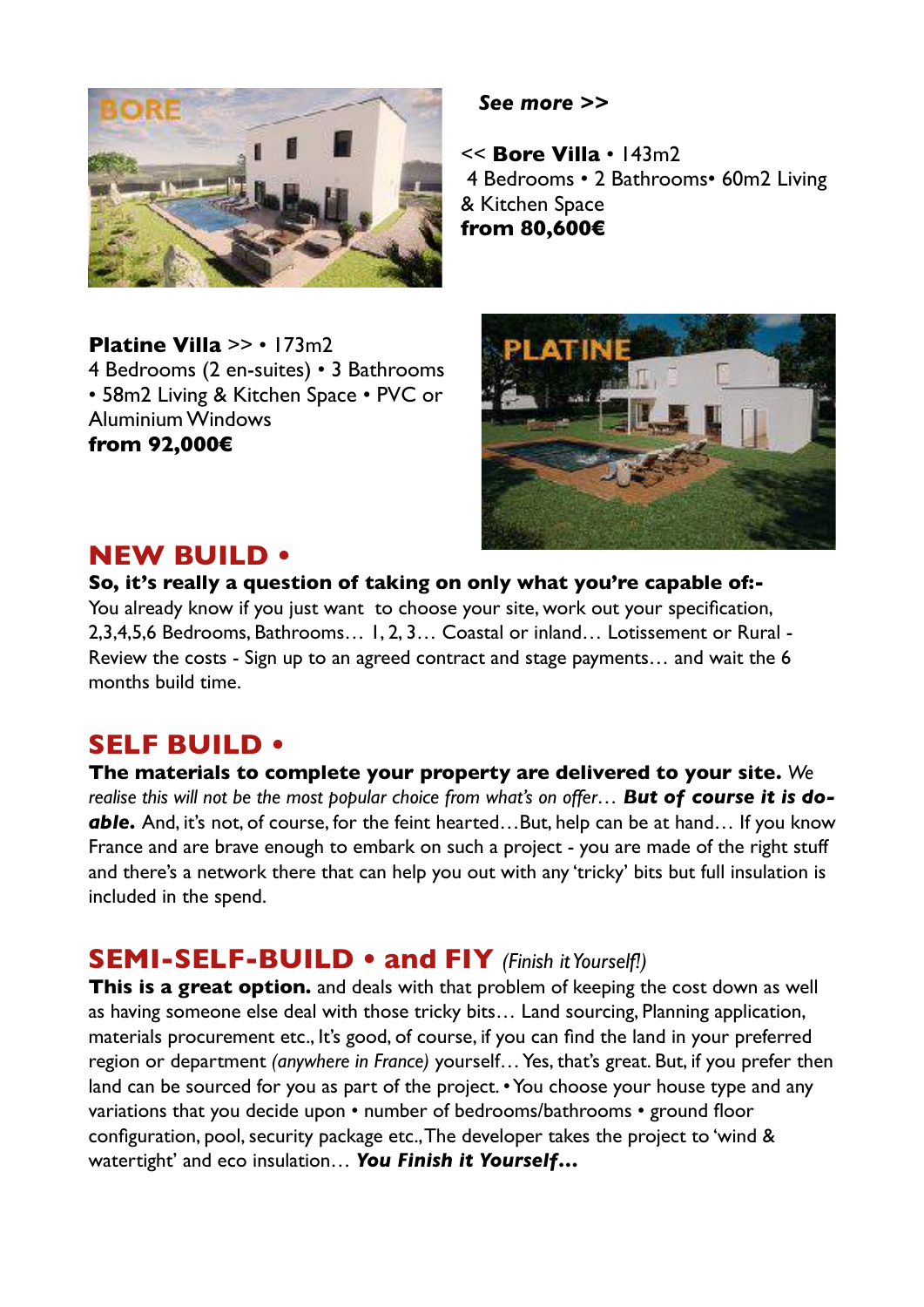***See more >>***

<< **Bore Villa** • 143m2
4 Bedrooms • 2 Bathrooms• 60m2 Living & Kitchen Space
**from 80,600€**

**Platine Villa** >> • 173m2
4 Bedrooms (2 en-suites) • 3 Bathrooms • 58m2 Living & Kitchen Space • PVC or Aluminium Windows
**from 92,000€**

## NEW BUILD •

**So, it's really a question of taking on only what you're capable of:-**
You already know if you just want to choose your site, work out your specification, 2,3,4,5,6 Bedrooms, Bathrooms… 1, 2, 3… Coastal or inland… Lotissement or Rural - Review the costs - Sign up to an agreed contract and stage payments… and wait the 6 months build time.

## SELF BUILD •

**The materials to complete your property are delivered to your site.** *We realise this will not be the most popular choice from what's on offer…* ***But of course it is do-able.*** And, it's not, of course, for the feint hearted…But, help can be at hand… If you know France and are brave enough to embark on such a project - you are made of the right stuff and there's a network there that can help you out with any 'tricky' bits but full insulation is included in the spend.

## SEMI-SELF-BUILD • and FIY *(Finish it Yourself!)*

**This is a great option.** and deals with that problem of keeping the cost down as well as having someone else deal with those tricky bits… Land sourcing, Planning application, materials procurement etc., It's good, of course, if you can find the land in your preferred region or department *(anywhere in France)* yourself… Yes, that's great. But, if you prefer then land can be sourced for you as part of the project. • You choose your house type and any variations that you decide upon • number of bedrooms/bathrooms • ground floor configuration, pool, security package etc., The developer takes the project to 'wind & watertight' and eco insulation… ***You Finish it Yourself…***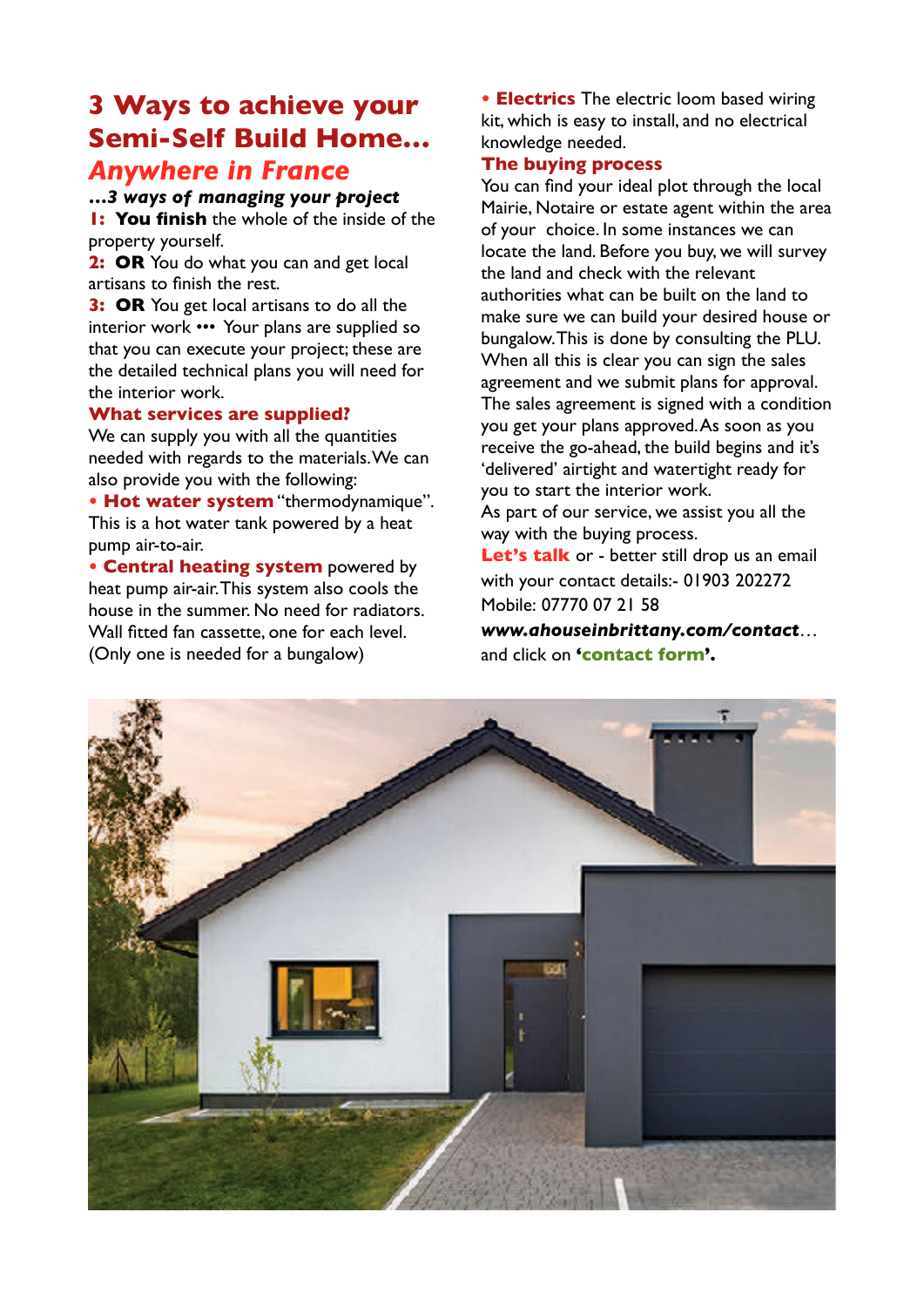# 3 Ways to achieve your Semi-Self Build Home...

## *Anywhere in France*

***...3 ways of managing your project***

**1: You finish** the whole of the inside of the property yourself.

**2: OR** You do what you can and get local artisans to finish the rest.

**3: OR** You get local artisans to do all the interior work ••• Your plans are supplied so that you can execute your project; these are the detailed technical plans you will need for the interior work.

### What services are supplied?

We can supply you with all the quantities needed with regards to the materials. We can also provide you with the following:

- **Hot water system** "thermodynamique". This is a hot water tank powered by a heat pump air-to-air.
- **Central heating system** powered by heat pump air-air. This system also cools the house in the summer. No need for radiators. Wall fitted fan cassette, one for each level. (Only one is needed for a bungalow)
- **Electrics** The electric loom based wiring kit, which is easy to install, and no electrical knowledge needed.

### The buying process

You can find your ideal plot through the local Mairie, Notaire or estate agent within the area of your choice. In some instances we can locate the land. Before you buy, we will survey the land and check with the relevant authorities what can be built on the land to make sure we can build your desired house or bungalow. This is done by consulting the PLU. When all this is clear you can sign the sales agreement and we submit plans for approval. The sales agreement is signed with a condition you get your plans approved. As soon as you receive the go-ahead, the build begins and it's 'delivered' airtight and watertight ready for you to start the interior work.

As part of our service, we assist you all the way with the buying process.

**Let's talk** or - better still drop us an email with your contact details:- 01903 202272
Mobile: 07770 07 21 58

***www.ahouseinbrittany.com/contact***...
and click on **'contact form'.**